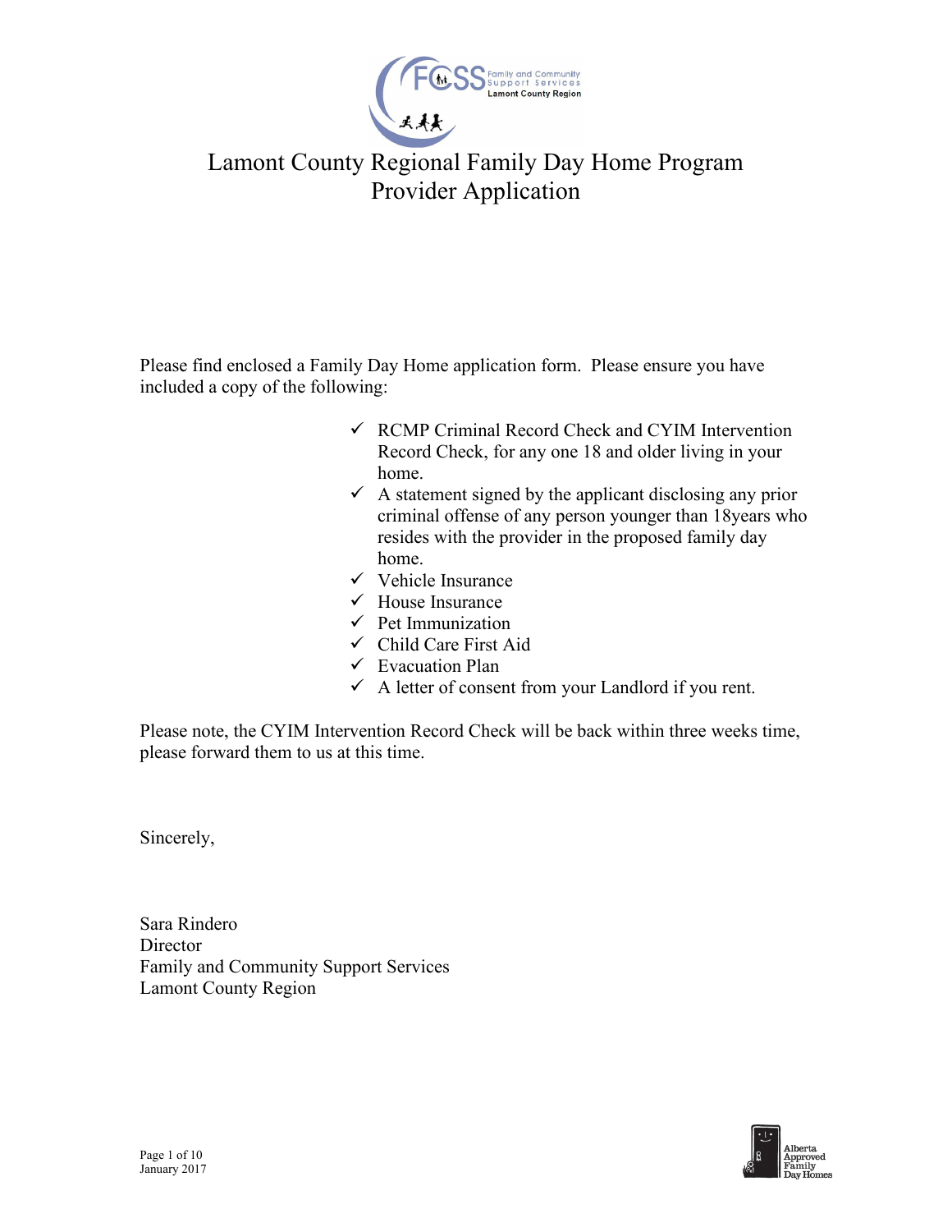# Lamont County Regional Family Day Home Program
# Provider Application

Please find enclosed a Family Day Home application form. Please ensure you have included a copy of the following:

- ✓ RCMP Criminal Record Check and CYIM Intervention Record Check, for any one 18 and older living in your home.
- ✓ A statement signed by the applicant disclosing any prior criminal offense of any person younger than 18years who resides with the provider in the proposed family day home.
- ✓ Vehicle Insurance
- ✓ House Insurance
- ✓ Pet Immunization
- ✓ Child Care First Aid
- ✓ Evacuation Plan
- ✓ A letter of consent from your Landlord if you rent.

Please note, the CYIM Intervention Record Check will be back within three weeks time, please forward them to us at this time.

Sincerely,

Sara Rindero
Director
Family and Community Support Services
Lamont County Region

January 2017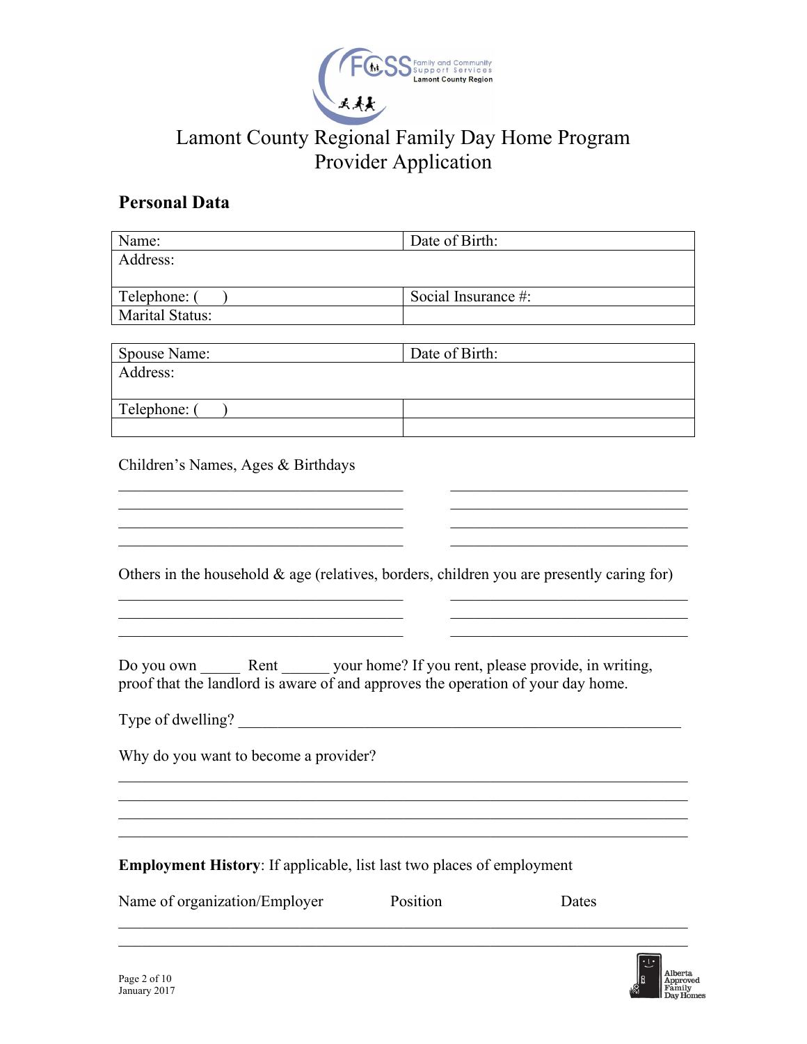# Lamont County Regional Family Day Home Program
## Provider Application

### Personal Data

| Name: | Date of Birth: |
|---|---|
| Address: | |
| Telephone: (     ) | Social Insurance #: |
| Marital Status: | |

| Spouse Name: | Date of Birth: |
|---|---|
| Address: | |
| Telephone: (     ) | |
| | |

Children's Names, Ages & Birthdays

_______________________________________ _________________________________
_______________________________________ _________________________________
_______________________________________ _________________________________
_______________________________________ _________________________________

Others in the household & age (relatives, borders, children you are presently caring for)

_______________________________________ _________________________________
_______________________________________ _________________________________
_______________________________________ _________________________________

Do you own _____ Rent ______ your home? If you rent, please provide, in writing, proof that the landlord is aware of and approves the operation of your day home.

Type of dwelling? ____________________________________________________________

Why do you want to become a provider?

______________________________________________________________________________
______________________________________________________________________________
______________________________________________________________________________
______________________________________________________________________________

**Employment History**: If applicable, list last two places of employment

| Name of organization/Employer | Position | Dates |
|---|---|---|
| | | |
| | | |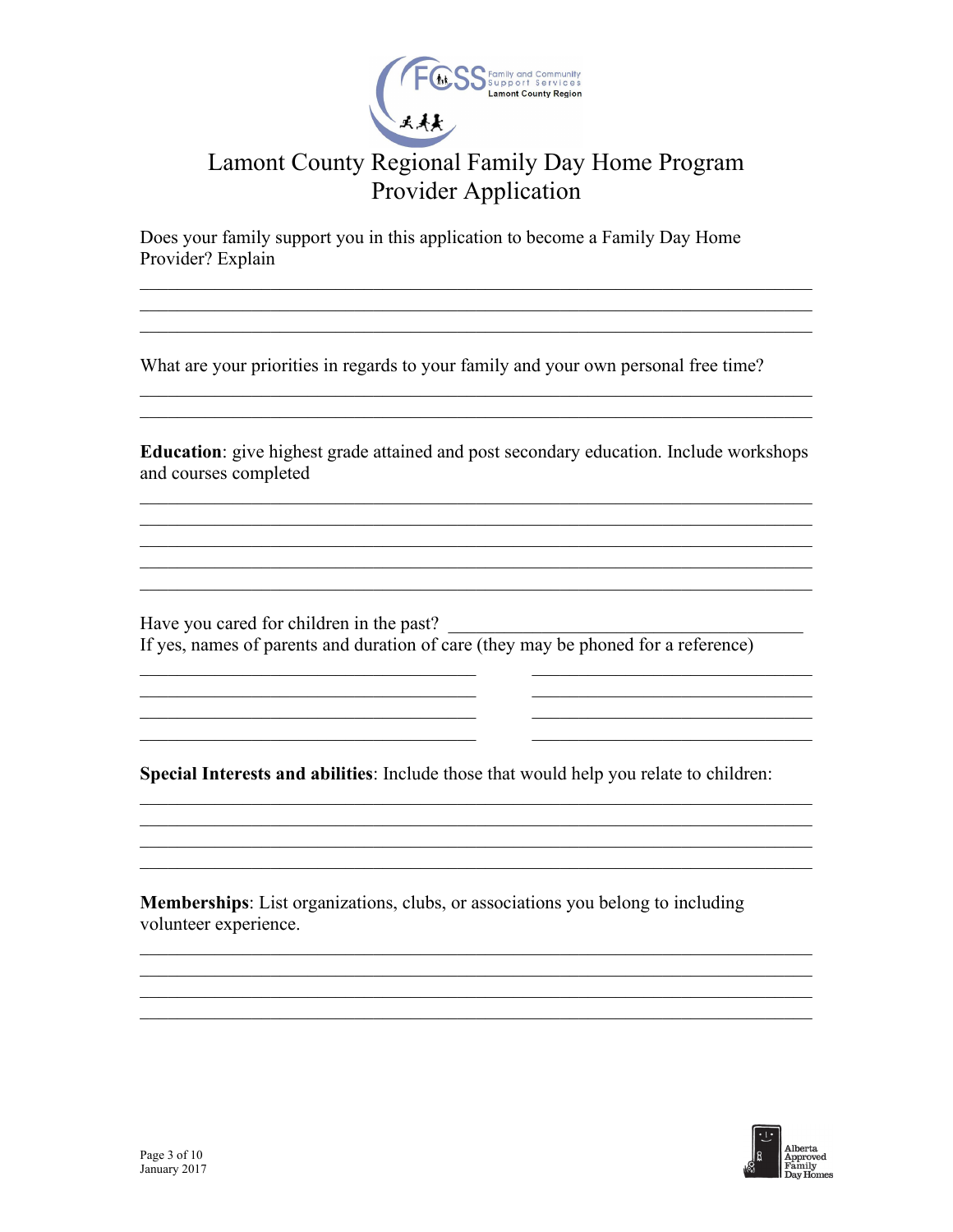# Lamont County Regional Family Day Home Program
## Provider Application

Does your family support you in this application to become a Family Day Home Provider? Explain

______________________________________________________________________

______________________________________________________________________

______________________________________________________________________

What are your priorities in regards to your family and your own personal free time?

______________________________________________________________________

______________________________________________________________________

**Education**: give highest grade attained and post secondary education. Include workshops and courses completed

______________________________________________________________________

______________________________________________________________________

______________________________________________________________________

______________________________________________________________________

______________________________________________________________________

Have you cared for children in the past? ______________________________________

If yes, names of parents and duration of care (they may be phoned for a reference)

| | |
|---|---|
| ______________________________ | ______________________________ |
| ______________________________ | ______________________________ |
| ______________________________ | ______________________________ |
| ______________________________ | ______________________________ |

**Special Interests and abilities**: Include those that would help you relate to children:

______________________________________________________________________

______________________________________________________________________

______________________________________________________________________

______________________________________________________________________

**Memberships**: List organizations, clubs, or associations you belong to including volunteer experience.

______________________________________________________________________

______________________________________________________________________

______________________________________________________________________

______________________________________________________________________

January 2017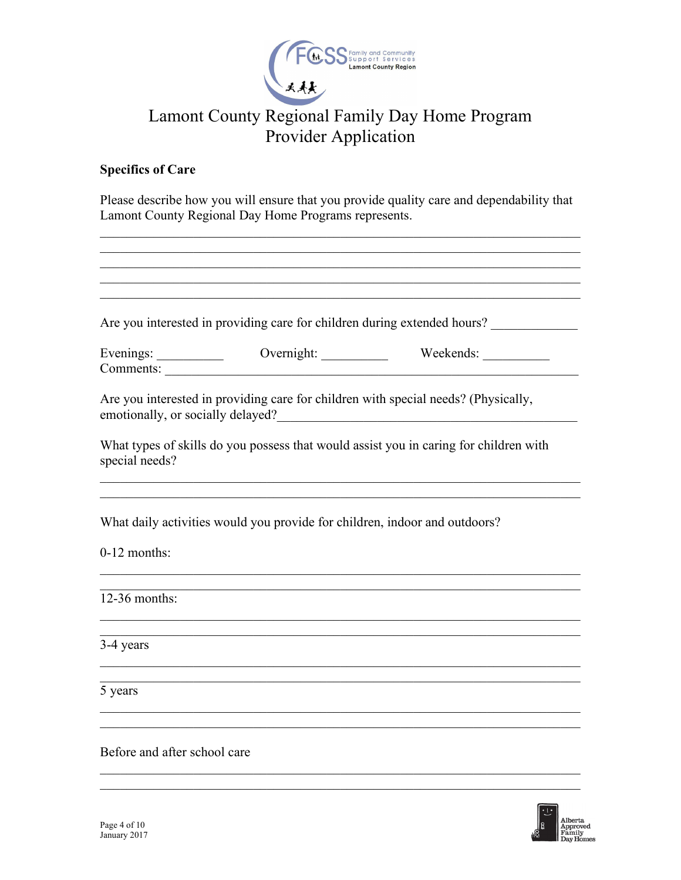# Lamont County Regional Family Day Home Program
## Provider Application

**Specifics of Care**

Please describe how you will ensure that you provide quality care and dependability that Lamont County Regional Day Home Programs represents.

\_\_\_\_\_\_\_\_\_\_\_\_\_\_\_\_\_\_\_\_\_\_\_\_\_\_\_\_\_\_\_\_\_\_\_\_\_\_\_\_\_\_\_\_\_\_\_\_\_\_\_\_\_\_\_\_\_\_\_\_\_\_\_\_\_\_\_\_\_\_
\_\_\_\_\_\_\_\_\_\_\_\_\_\_\_\_\_\_\_\_\_\_\_\_\_\_\_\_\_\_\_\_\_\_\_\_\_\_\_\_\_\_\_\_\_\_\_\_\_\_\_\_\_\_\_\_\_\_\_\_\_\_\_\_\_\_\_\_\_\_
\_\_\_\_\_\_\_\_\_\_\_\_\_\_\_\_\_\_\_\_\_\_\_\_\_\_\_\_\_\_\_\_\_\_\_\_\_\_\_\_\_\_\_\_\_\_\_\_\_\_\_\_\_\_\_\_\_\_\_\_\_\_\_\_\_\_\_\_\_\_
\_\_\_\_\_\_\_\_\_\_\_\_\_\_\_\_\_\_\_\_\_\_\_\_\_\_\_\_\_\_\_\_\_\_\_\_\_\_\_\_\_\_\_\_\_\_\_\_\_\_\_\_\_\_\_\_\_\_\_\_\_\_\_\_\_\_\_\_\_\_
\_\_\_\_\_\_\_\_\_\_\_\_\_\_\_\_\_\_\_\_\_\_\_\_\_\_\_\_\_\_\_\_\_\_\_\_\_\_\_\_\_\_\_\_\_\_\_\_\_\_\_\_\_\_\_\_\_\_\_\_\_\_\_\_\_\_\_\_\_\_

Are you interested in providing care for children during extended hours? \_\_\_\_\_\_\_\_\_\_\_\_

Evenings: \_\_\_\_\_\_\_\_\_\_ Overnight: \_\_\_\_\_\_\_\_\_\_ Weekends: \_\_\_\_\_\_\_\_\_\_
Comments: \_\_\_\_\_\_\_\_\_\_\_\_\_\_\_\_\_\_\_\_\_\_\_\_\_\_\_\_\_\_\_\_\_\_\_\_\_\_\_\_\_\_\_\_\_\_\_\_\_\_\_\_\_\_\_\_\_\_

Are you interested in providing care for children with special needs? (Physically, emotionally, or socially delayed?\_\_\_\_\_\_\_\_\_\_\_\_\_\_\_\_\_\_\_\_\_\_\_\_\_\_\_\_\_\_\_\_\_\_\_\_\_\_\_\_\_\_\_\_

What types of skills do you possess that would assist you in caring for children with special needs?

\_\_\_\_\_\_\_\_\_\_\_\_\_\_\_\_\_\_\_\_\_\_\_\_\_\_\_\_\_\_\_\_\_\_\_\_\_\_\_\_\_\_\_\_\_\_\_\_\_\_\_\_\_\_\_\_\_\_\_\_\_\_\_\_\_\_\_\_\_\_
\_\_\_\_\_\_\_\_\_\_\_\_\_\_\_\_\_\_\_\_\_\_\_\_\_\_\_\_\_\_\_\_\_\_\_\_\_\_\_\_\_\_\_\_\_\_\_\_\_\_\_\_\_\_\_\_\_\_\_\_\_\_\_\_\_\_\_\_\_\_

What daily activities would you provide for children, indoor and outdoors?

0-12 months:

\_\_\_\_\_\_\_\_\_\_\_\_\_\_\_\_\_\_\_\_\_\_\_\_\_\_\_\_\_\_\_\_\_\_\_\_\_\_\_\_\_\_\_\_\_\_\_\_\_\_\_\_\_\_\_\_\_\_\_\_\_\_\_\_\_\_\_\_\_\_
\_\_\_\_\_\_\_\_\_\_\_\_\_\_\_\_\_\_\_\_\_\_\_\_\_\_\_\_\_\_\_\_\_\_\_\_\_\_\_\_\_\_\_\_\_\_\_\_\_\_\_\_\_\_\_\_\_\_\_\_\_\_\_\_\_\_\_\_\_\_

12-36 months:

\_\_\_\_\_\_\_\_\_\_\_\_\_\_\_\_\_\_\_\_\_\_\_\_\_\_\_\_\_\_\_\_\_\_\_\_\_\_\_\_\_\_\_\_\_\_\_\_\_\_\_\_\_\_\_\_\_\_\_\_\_\_\_\_\_\_\_\_\_\_
\_\_\_\_\_\_\_\_\_\_\_\_\_\_\_\_\_\_\_\_\_\_\_\_\_\_\_\_\_\_\_\_\_\_\_\_\_\_\_\_\_\_\_\_\_\_\_\_\_\_\_\_\_\_\_\_\_\_\_\_\_\_\_\_\_\_\_\_\_\_

3-4 years

\_\_\_\_\_\_\_\_\_\_\_\_\_\_\_\_\_\_\_\_\_\_\_\_\_\_\_\_\_\_\_\_\_\_\_\_\_\_\_\_\_\_\_\_\_\_\_\_\_\_\_\_\_\_\_\_\_\_\_\_\_\_\_\_\_\_\_\_\_\_
\_\_\_\_\_\_\_\_\_\_\_\_\_\_\_\_\_\_\_\_\_\_\_\_\_\_\_\_\_\_\_\_\_\_\_\_\_\_\_\_\_\_\_\_\_\_\_\_\_\_\_\_\_\_\_\_\_\_\_\_\_\_\_\_\_\_\_\_\_\_

5 years

\_\_\_\_\_\_\_\_\_\_\_\_\_\_\_\_\_\_\_\_\_\_\_\_\_\_\_\_\_\_\_\_\_\_\_\_\_\_\_\_\_\_\_\_\_\_\_\_\_\_\_\_\_\_\_\_\_\_\_\_\_\_\_\_\_\_\_\_\_\_
\_\_\_\_\_\_\_\_\_\_\_\_\_\_\_\_\_\_\_\_\_\_\_\_\_\_\_\_\_\_\_\_\_\_\_\_\_\_\_\_\_\_\_\_\_\_\_\_\_\_\_\_\_\_\_\_\_\_\_\_\_\_\_\_\_\_\_\_\_\_

Before and after school care

\_\_\_\_\_\_\_\_\_\_\_\_\_\_\_\_\_\_\_\_\_\_\_\_\_\_\_\_\_\_\_\_\_\_\_\_\_\_\_\_\_\_\_\_\_\_\_\_\_\_\_\_\_\_\_\_\_\_\_\_\_\_\_\_\_\_\_\_\_\_
\_\_\_\_\_\_\_\_\_\_\_\_\_\_\_\_\_\_\_\_\_\_\_\_\_\_\_\_\_\_\_\_\_\_\_\_\_\_\_\_\_\_\_\_\_\_\_\_\_\_\_\_\_\_\_\_\_\_\_\_\_\_\_\_\_\_\_\_\_\_

January 2017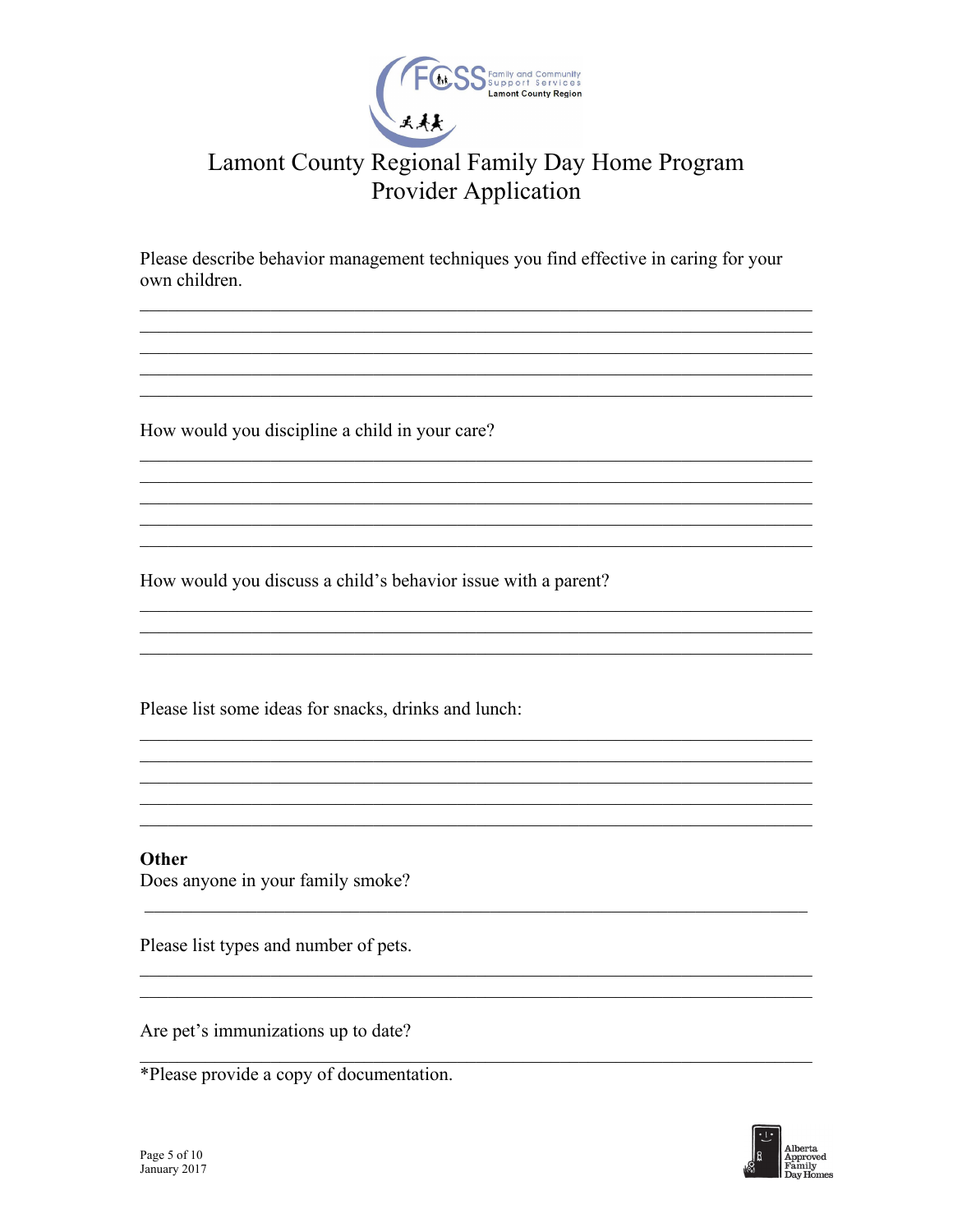# Lamont County Regional Family Day Home Program
## Provider Application

Please describe behavior management techniques you find effective in caring for your own children.

______________________________________________________________________________
______________________________________________________________________________
______________________________________________________________________________
______________________________________________________________________________
______________________________________________________________________________

How would you discipline a child in your care?

______________________________________________________________________________
______________________________________________________________________________
______________________________________________________________________________
______________________________________________________________________________
______________________________________________________________________________

How would you discuss a child's behavior issue with a parent?

______________________________________________________________________________
______________________________________________________________________________
______________________________________________________________________________

Please list some ideas for snacks, drinks and lunch:

______________________________________________________________________________
______________________________________________________________________________
______________________________________________________________________________
______________________________________________________________________________
______________________________________________________________________________

**Other**

Does anyone in your family smoke?

______________________________________________________________________________

Please list types and number of pets.

______________________________________________________________________________
______________________________________________________________________________

Are pet's immunizations up to date?

______________________________________________________________________________

*Please provide a copy of documentation.

January 2017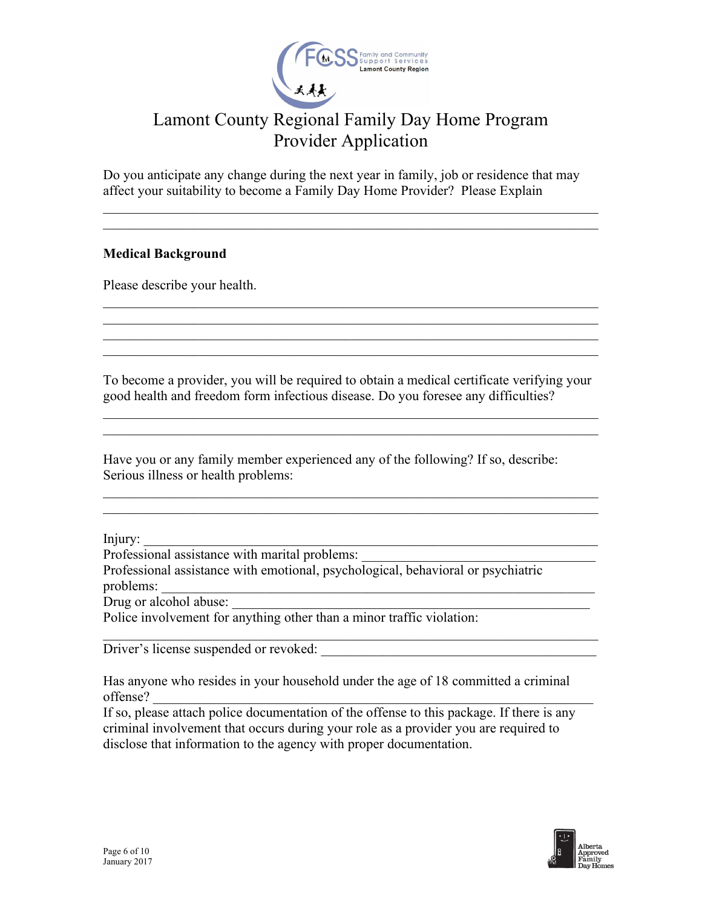# Lamont County Regional Family Day Home Program
## Provider Application

Do you anticipate any change during the next year in family, job or residence that may affect your suitability to become a Family Day Home Provider? Please Explain

\_\_\_\_\_\_\_\_\_\_\_\_\_\_\_\_\_\_\_\_\_\_\_\_\_\_\_\_\_\_\_\_\_\_\_\_\_\_\_\_\_\_\_\_\_\_\_\_\_\_\_\_\_\_\_\_\_\_\_\_\_\_\_\_\_\_

\_\_\_\_\_\_\_\_\_\_\_\_\_\_\_\_\_\_\_\_\_\_\_\_\_\_\_\_\_\_\_\_\_\_\_\_\_\_\_\_\_\_\_\_\_\_\_\_\_\_\_\_\_\_\_\_\_\_\_\_\_\_\_\_\_\_

**Medical Background**

Please describe your health.

\_\_\_\_\_\_\_\_\_\_\_\_\_\_\_\_\_\_\_\_\_\_\_\_\_\_\_\_\_\_\_\_\_\_\_\_\_\_\_\_\_\_\_\_\_\_\_\_\_\_\_\_\_\_\_\_\_\_\_\_\_\_\_\_\_\_

\_\_\_\_\_\_\_\_\_\_\_\_\_\_\_\_\_\_\_\_\_\_\_\_\_\_\_\_\_\_\_\_\_\_\_\_\_\_\_\_\_\_\_\_\_\_\_\_\_\_\_\_\_\_\_\_\_\_\_\_\_\_\_\_\_\_

\_\_\_\_\_\_\_\_\_\_\_\_\_\_\_\_\_\_\_\_\_\_\_\_\_\_\_\_\_\_\_\_\_\_\_\_\_\_\_\_\_\_\_\_\_\_\_\_\_\_\_\_\_\_\_\_\_\_\_\_\_\_\_\_\_\_

\_\_\_\_\_\_\_\_\_\_\_\_\_\_\_\_\_\_\_\_\_\_\_\_\_\_\_\_\_\_\_\_\_\_\_\_\_\_\_\_\_\_\_\_\_\_\_\_\_\_\_\_\_\_\_\_\_\_\_\_\_\_\_\_\_\_

To become a provider, you will be required to obtain a medical certificate verifying your good health and freedom form infectious disease. Do you foresee any difficulties?

\_\_\_\_\_\_\_\_\_\_\_\_\_\_\_\_\_\_\_\_\_\_\_\_\_\_\_\_\_\_\_\_\_\_\_\_\_\_\_\_\_\_\_\_\_\_\_\_\_\_\_\_\_\_\_\_\_\_\_\_\_\_\_\_\_\_

\_\_\_\_\_\_\_\_\_\_\_\_\_\_\_\_\_\_\_\_\_\_\_\_\_\_\_\_\_\_\_\_\_\_\_\_\_\_\_\_\_\_\_\_\_\_\_\_\_\_\_\_\_\_\_\_\_\_\_\_\_\_\_\_\_\_

Have you or any family member experienced any of the following? If so, describe:
Serious illness or health problems:

\_\_\_\_\_\_\_\_\_\_\_\_\_\_\_\_\_\_\_\_\_\_\_\_\_\_\_\_\_\_\_\_\_\_\_\_\_\_\_\_\_\_\_\_\_\_\_\_\_\_\_\_\_\_\_\_\_\_\_\_\_\_\_\_\_\_

\_\_\_\_\_\_\_\_\_\_\_\_\_\_\_\_\_\_\_\_\_\_\_\_\_\_\_\_\_\_\_\_\_\_\_\_\_\_\_\_\_\_\_\_\_\_\_\_\_\_\_\_\_\_\_\_\_\_\_\_\_\_\_\_\_\_

Injury: \_\_\_\_\_\_\_\_\_\_\_\_\_\_\_\_\_\_\_\_\_\_\_\_\_\_\_\_\_\_\_\_\_\_\_\_\_\_\_\_\_\_\_\_\_\_\_\_\_\_\_\_\_\_\_\_\_\_\_\_

Professional assistance with marital problems: \_\_\_\_\_\_\_\_\_\_\_\_\_\_\_\_\_\_\_\_\_\_\_\_\_\_\_\_\_\_

Professional assistance with emotional, psychological, behavioral or psychiatric problems: \_\_\_\_\_\_\_\_\_\_\_\_\_\_\_\_\_\_\_\_\_\_\_\_\_\_\_\_\_\_\_\_\_\_\_\_\_\_\_\_\_\_\_\_\_\_\_\_\_\_\_\_\_\_\_\_

Drug or alcohol abuse: \_\_\_\_\_\_\_\_\_\_\_\_\_\_\_\_\_\_\_\_\_\_\_\_\_\_\_\_\_\_\_\_\_\_\_\_\_\_\_\_\_\_\_\_\_\_\_\_\_

Police involvement for anything other than a minor traffic violation:

\_\_\_\_\_\_\_\_\_\_\_\_\_\_\_\_\_\_\_\_\_\_\_\_\_\_\_\_\_\_\_\_\_\_\_\_\_\_\_\_\_\_\_\_\_\_\_\_\_\_\_\_\_\_\_\_\_\_\_\_\_\_\_\_\_\_

Driver's license suspended or revoked: \_\_\_\_\_\_\_\_\_\_\_\_\_\_\_\_\_\_\_\_\_\_\_\_\_\_\_\_\_\_\_\_\_\_\_\_\_

Has anyone who resides in your household under the age of 18 committed a criminal offense? \_\_\_\_\_\_\_\_\_\_\_\_\_\_\_\_\_\_\_\_\_\_\_\_\_\_\_\_\_\_\_\_\_\_\_\_\_\_\_\_\_\_\_\_\_\_\_\_\_\_\_\_\_\_\_\_\_\_\_\_

If so, please attach police documentation of the offense to this package. If there is any criminal involvement that occurs during your role as a provider you are required to disclose that information to the agency with proper documentation.

January 2017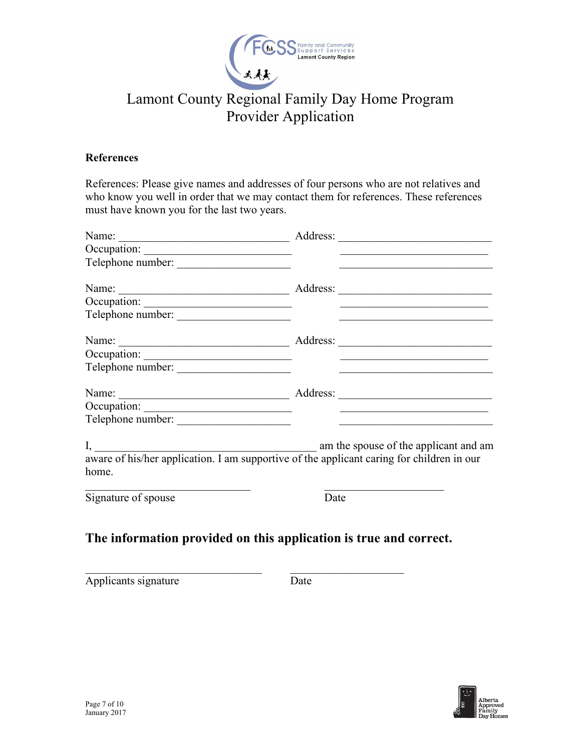# Lamont County Regional Family Day Home Program
## Provider Application

**References**

References: Please give names and addresses of four persons who are not relatives and who know you well in order that we may contact them for references. These references must have known you for the last two years.

Name: ______________________________ Address: ___________________________
Occupation: __________________________ ___________________________
Telephone number: ____________________ ___________________________

Name: ______________________________ Address: ___________________________
Occupation: __________________________ ___________________________
Telephone number: ____________________ ___________________________

Name: ______________________________ Address: ___________________________
Occupation: __________________________ ___________________________
Telephone number: ____________________ ___________________________

Name: ______________________________ Address: ___________________________
Occupation: __________________________ ___________________________
Telephone number: ____________________ ___________________________

I, ________________________________________ am the spouse of the applicant and am aware of his/her application. I am supportive of the applicant caring for children in our home.

______________________________ ______________________
Signature of spouse Date

### The information provided on this application is true and correct.

________________________________ ____________________
Applicants signature Date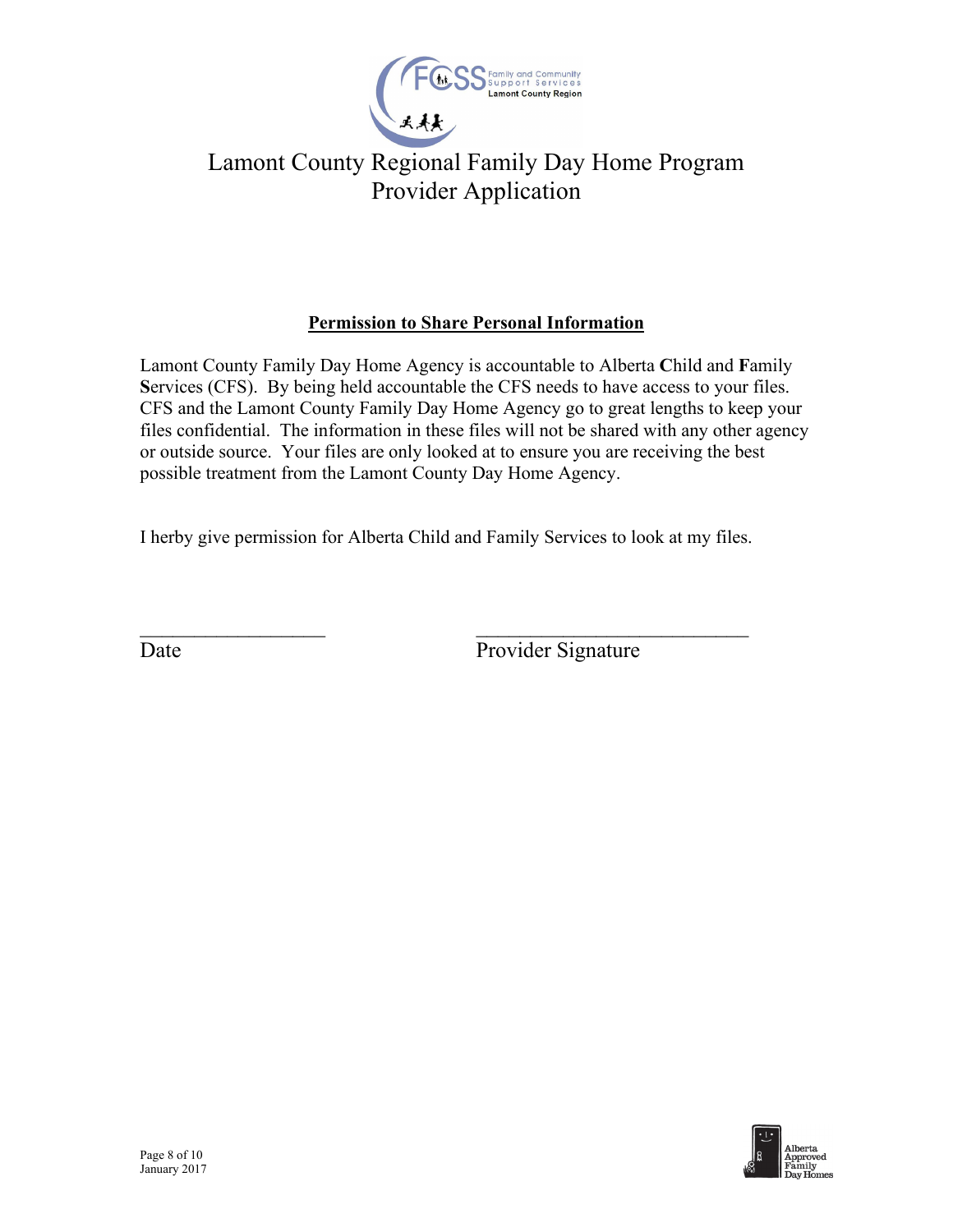# Lamont County Regional Family Day Home Program
## Provider Application

### Permission to Share Personal Information

Lamont County Family Day Home Agency is accountable to Alberta **C**hild and **F**amily **S**ervices (CFS). By being held accountable the CFS needs to have access to your files. CFS and the Lamont County Family Day Home Agency go to great lengths to keep your files confidential. The information in these files will not be shared with any other agency or outside source. Your files are only looked at to ensure you are receiving the best possible treatment from the Lamont County Day Home Agency.

I herby give permission for Alberta Child and Family Services to look at my files.

___________________ ___________________________

Date Provider Signature

January 2017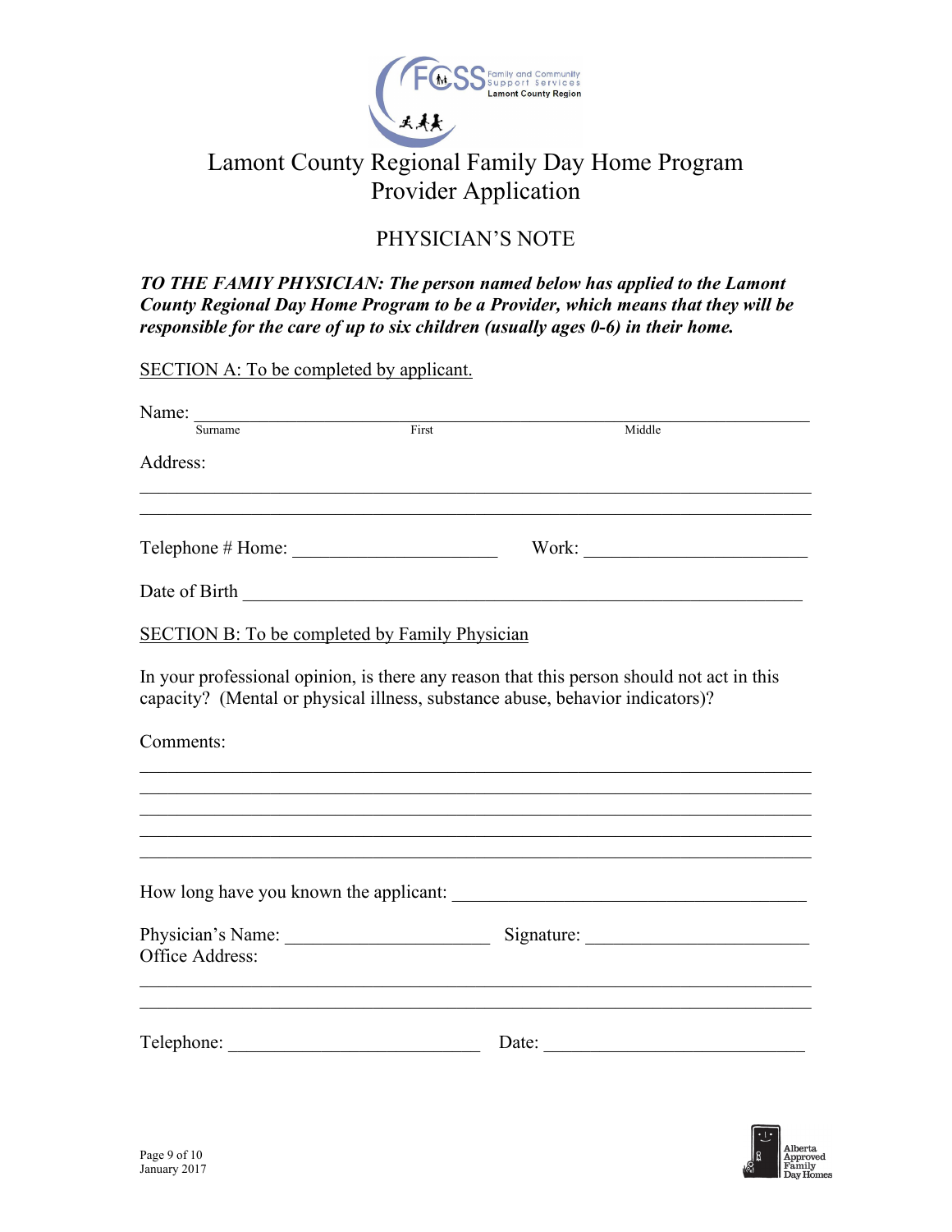# Lamont County Regional Family Day Home Program
# Provider Application

## PHYSICIAN'S NOTE

***TO THE FAMIY PHYSICIAN: The person named below has applied to the Lamont County Regional Day Home Program to be a Provider, which means that they will be responsible for the care of up to six children (usually ages 0-6) in their home.***

SECTION A: To be completed by applicant.

Name: ______________________________________________________________
Surname First Middle

Address:

______________________________________________________________

______________________________________________________________

Telephone # Home: ______________________ Work: ______________________

Date of Birth ______________________________________________________________

SECTION B: To be completed by Family Physician

In your professional opinion, is there any reason that this person should not act in this capacity? (Mental or physical illness, substance abuse, behavior indicators)?

Comments:

______________________________________________________________

______________________________________________________________

______________________________________________________________

______________________________________________________________

______________________________________________________________

How long have you known the applicant: ______________________________________

Physician's Name: ______________________ Signature: ______________________
Office Address:

______________________________________________________________

______________________________________________________________

Telephone: __________________________ Date: __________________________

January 2017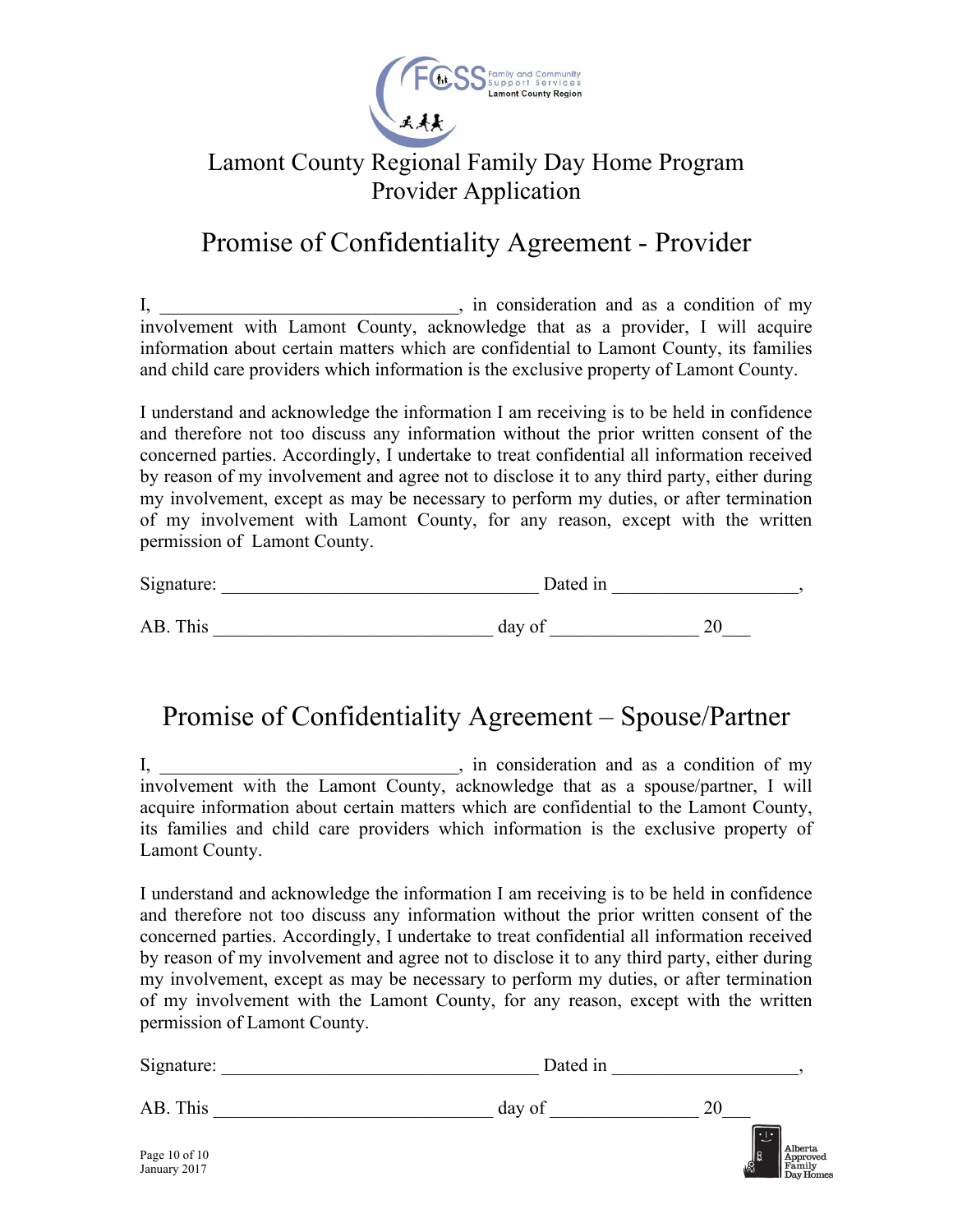Lamont County Regional Family Day Home Program
Provider Application

# Promise of Confidentiality Agreement - Provider

I, ________________________________, in consideration and as a condition of my involvement with Lamont County, acknowledge that as a provider, I will acquire information about certain matters which are confidential to Lamont County, its families and child care providers which information is the exclusive property of Lamont County.

I understand and acknowledge the information I am receiving is to be held in confidence and therefore not too discuss any information without the prior written consent of the concerned parties. Accordingly, I undertake to treat confidential all information received by reason of my involvement and agree not to disclose it to any third party, either during my involvement, except as may be necessary to perform my duties, or after termination of my involvement with Lamont County, for any reason, except with the written permission of Lamont County.

Signature: ________________________________ Dated in ____________________,

AB. This ______________________________ day of _______________ 20___

# Promise of Confidentiality Agreement – Spouse/Partner

I, ________________________________, in consideration and as a condition of my involvement with the Lamont County, acknowledge that as a spouse/partner, I will acquire information about certain matters which are confidential to the Lamont County, its families and child care providers which information is the exclusive property of Lamont County.

I understand and acknowledge the information I am receiving is to be held in confidence and therefore not too discuss any information without the prior written consent of the concerned parties. Accordingly, I undertake to treat confidential all information received by reason of my involvement and agree not to disclose it to any third party, either during my involvement, except as may be necessary to perform my duties, or after termination of my involvement with the Lamont County, for any reason, except with the written permission of Lamont County.

Signature: ________________________________ Dated in ____________________,

AB. This ______________________________ day of _______________ 20___

January 2017